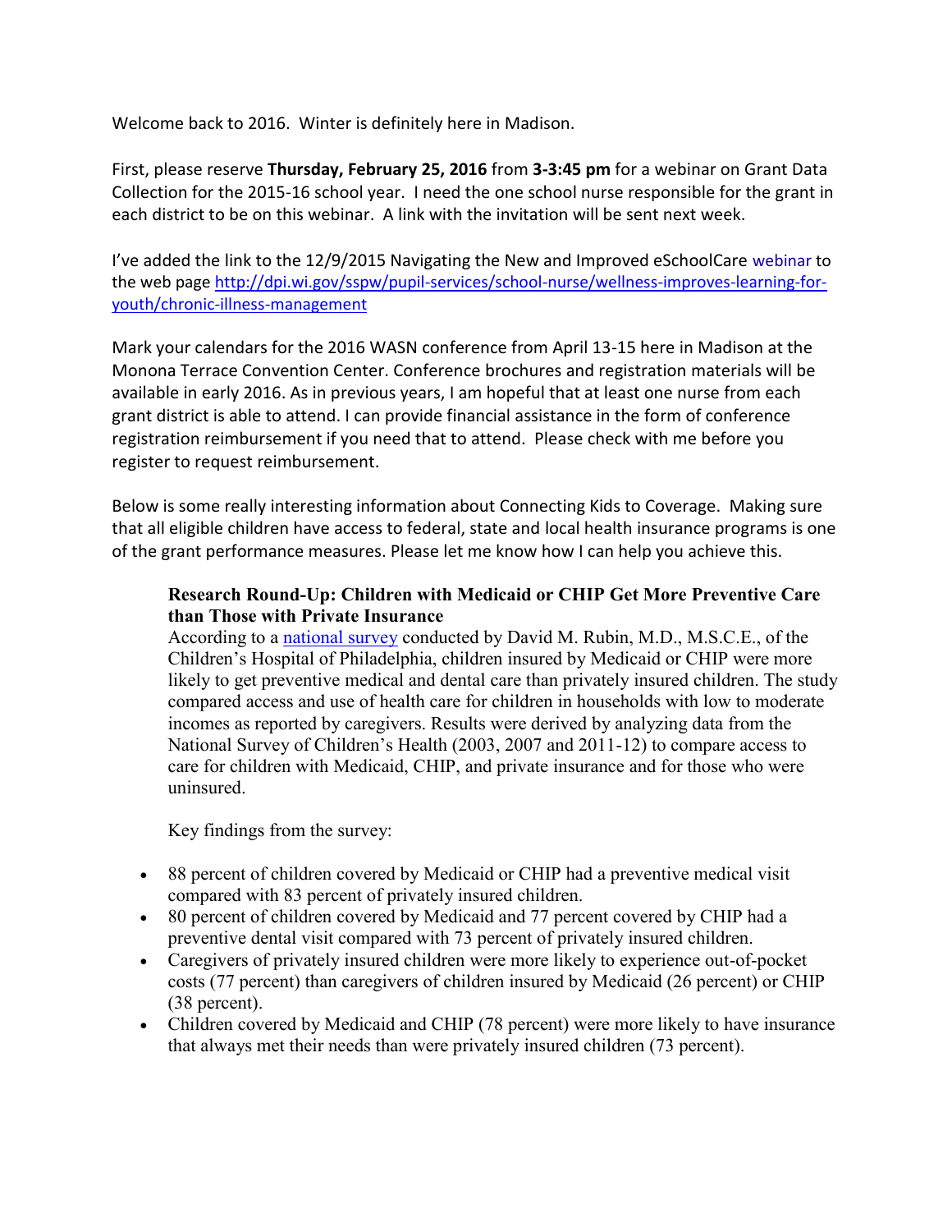Welcome back to 2016. Winter is definitely here in Madison.

First, please reserve **Thursday, February 25, 2016** from **3-3:45 pm** for a webinar on Grant Data Collection for the 2015-16 school year. I need the one school nurse responsible for the grant in each district to be on this webinar. A link with the invitation will be sent next week.

I've added the link to the 12/9/2015 Navigating the New and Improved eSchoolCare webinar to the web page http://dpi.wi.gov/sspw/pupil-services/school-nurse/wellness-improves-learning-for-youth/chronic-illness-management

Mark your calendars for the 2016 WASN conference from April 13-15 here in Madison at the Monona Terrace Convention Center. Conference brochures and registration materials will be available in early 2016. As in previous years, I am hopeful that at least one nurse from each grant district is able to attend. I can provide financial assistance in the form of conference registration reimbursement if you need that to attend. Please check with me before you register to request reimbursement.

Below is some really interesting information about Connecting Kids to Coverage. Making sure that all eligible children have access to federal, state and local health insurance programs is one of the grant performance measures. Please let me know how I can help you achieve this.

**Research Round-Up: Children with Medicaid or CHIP Get More Preventive Care than Those with Private Insurance**

According to a national survey conducted by David M. Rubin, M.D., M.S.C.E., of the Children's Hospital of Philadelphia, children insured by Medicaid or CHIP were more likely to get preventive medical and dental care than privately insured children. The study compared access and use of health care for children in households with low to moderate incomes as reported by caregivers. Results were derived by analyzing data from the National Survey of Children's Health (2003, 2007 and 2011-12) to compare access to care for children with Medicaid, CHIP, and private insurance and for those who were uninsured.

Key findings from the survey:

- 88 percent of children covered by Medicaid or CHIP had a preventive medical visit compared with 83 percent of privately insured children.
- 80 percent of children covered by Medicaid and 77 percent covered by CHIP had a preventive dental visit compared with 73 percent of privately insured children.
- Caregivers of privately insured children were more likely to experience out-of-pocket costs (77 percent) than caregivers of children insured by Medicaid (26 percent) or CHIP (38 percent).
- Children covered by Medicaid and CHIP (78 percent) were more likely to have insurance that always met their needs than were privately insured children (73 percent).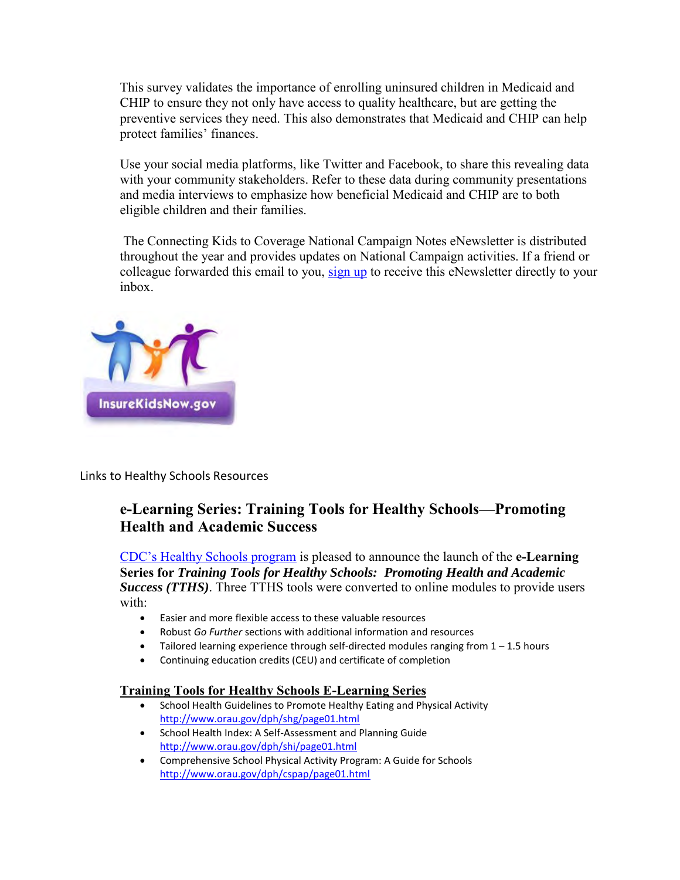This survey validates the importance of enrolling uninsured children in Medicaid and CHIP to ensure they not only have access to quality healthcare, but are getting the preventive services they need. This also demonstrates that Medicaid and CHIP can help protect families' finances.

Use your social media platforms, like Twitter and Facebook, to share this revealing data with your community stakeholders. Refer to these data during community presentations and media interviews to emphasize how beneficial Medicaid and CHIP are to both eligible children and their families.

The Connecting Kids to Coverage National Campaign Notes eNewsletter is distributed throughout the year and provides updates on National Campaign activities. If a friend or colleague forwarded this email to you, sign up to receive this eNewsletter directly to your inbox.

InsureKidsNow.gov

Links to Healthy Schools Resources

## e-Learning Series: Training Tools for Healthy Schools—Promoting Health and Academic Success

CDC's Healthy Schools program is pleased to announce the launch of the **e-Learning Series for *Training Tools for Healthy Schools: Promoting Health and Academic Success (TTHS)***. Three TTHS tools were converted to online modules to provide users with:

- Easier and more flexible access to these valuable resources
- Robust *Go Further* sections with additional information and resources
- Tailored learning experience through self-directed modules ranging from 1 – 1.5 hours
- Continuing education credits (CEU) and certificate of completion

### Training Tools for Healthy Schools E-Learning Series

- School Health Guidelines to Promote Healthy Eating and Physical Activity
  http://www.orau.gov/dph/shg/page01.html
- School Health Index: A Self-Assessment and Planning Guide
  http://www.orau.gov/dph/shi/page01.html
- Comprehensive School Physical Activity Program: A Guide for Schools
  http://www.orau.gov/dph/cspap/page01.html